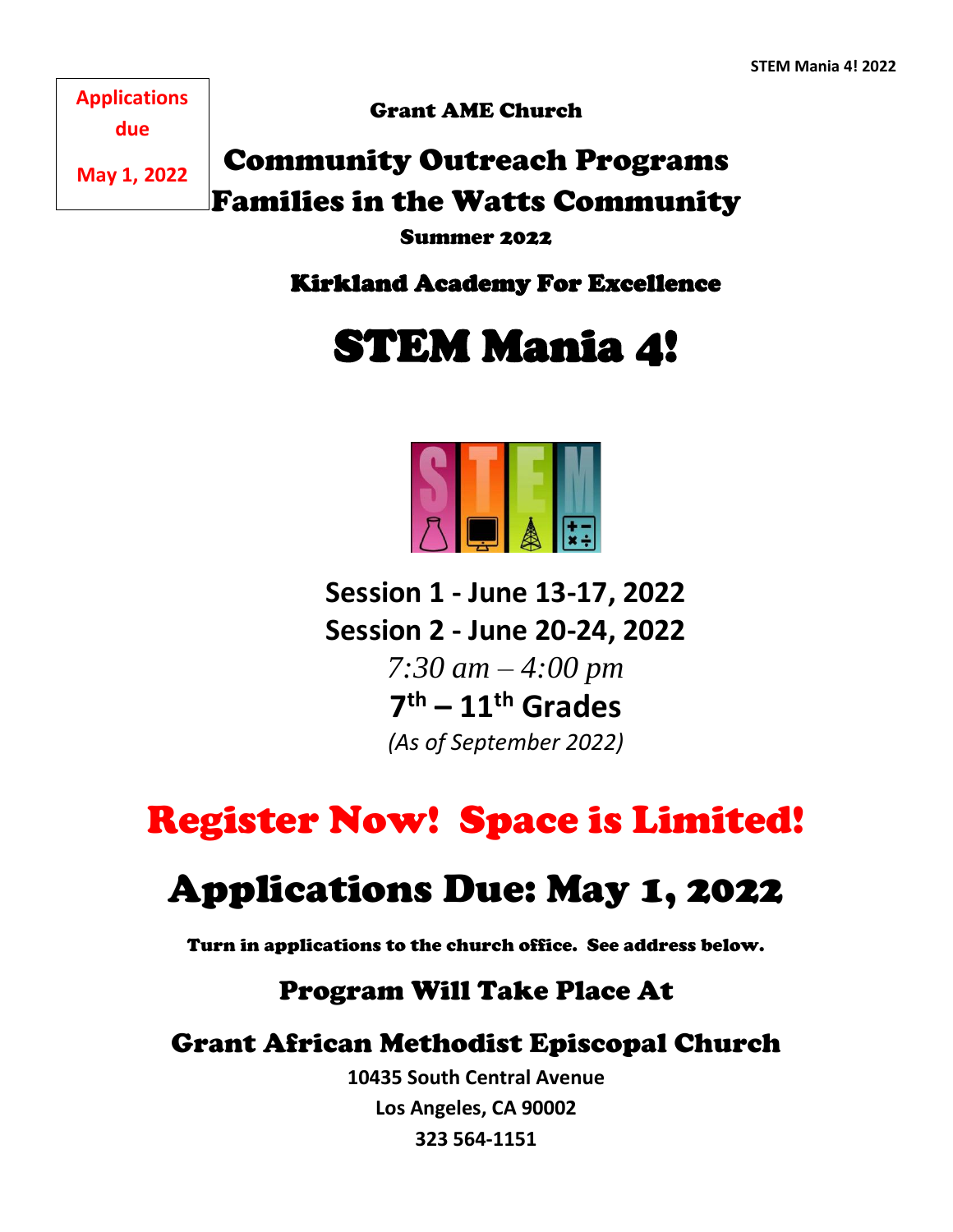**Applications due**

**May 1, 2022**

Grant AME Church

## Community Outreach Programs
## Families in the Watts Community

Summer 2022

### Kirkland Academy For Excellence

# STEM Mania 4!

**Session 1 - June 13-17, 2022**

**Session 2 - June 20-24, 2022**

*7:30 am – 4:00 pm*

**7th – 11th Grades**

*(As of September 2022)*

## Register Now! Space is Limited!

## Applications Due: May 1, 2022

**Turn in applications to the church office. See address below.**

### Program Will Take Place At

### Grant African Methodist Episcopal Church

**10435 South Central Avenue**

**Los Angeles, CA 90002**

**323 564-1151**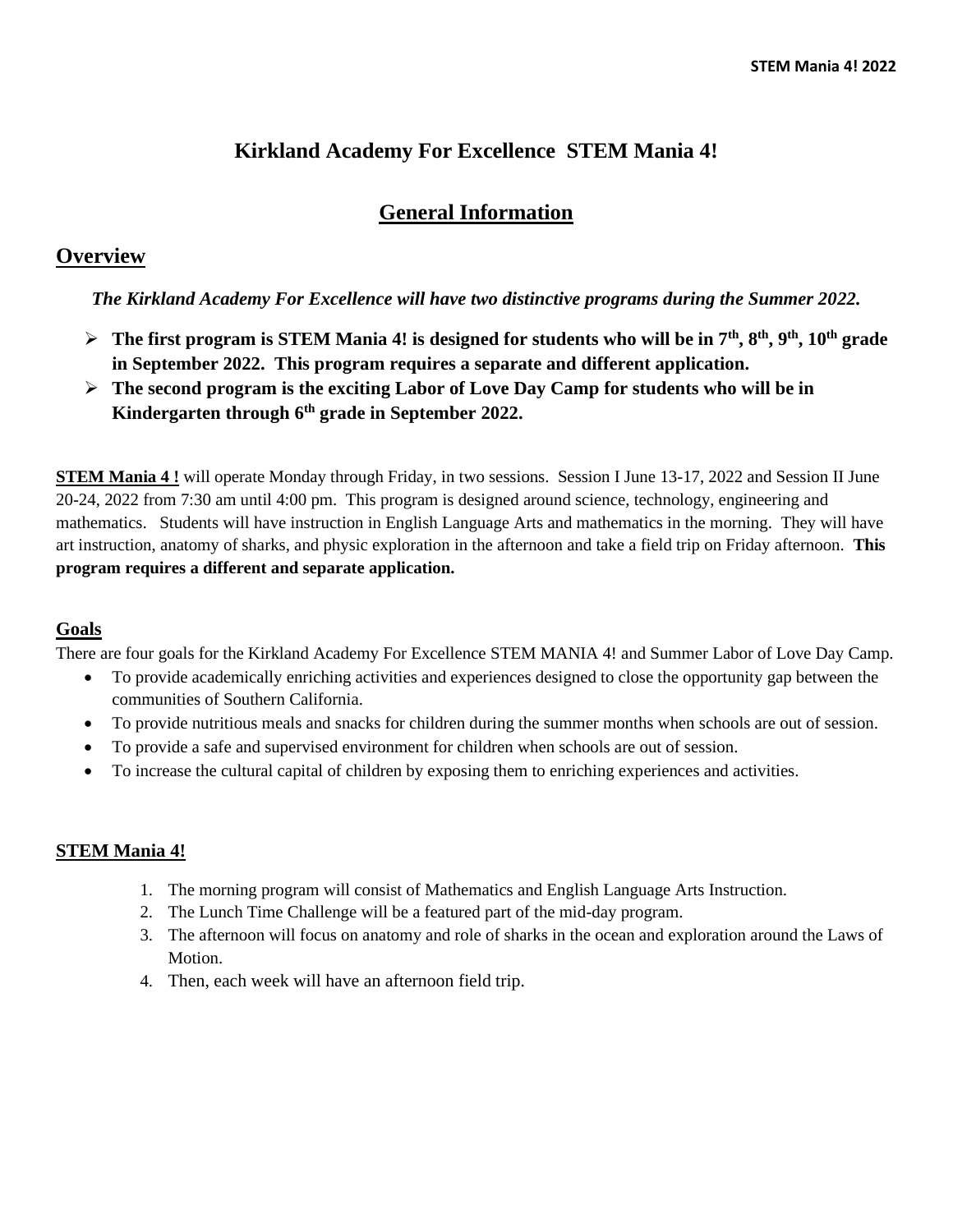# Kirkland Academy For Excellence STEM Mania 4!

## General Information

## Overview

***The Kirkland Academy For Excellence will have two distinctive programs during the Summer 2022.***

- **The first program is STEM Mania 4! is designed for students who will be in 7th, 8th, 9th, 10th grade in September 2022. This program requires a separate and different application.**
- **The second program is the exciting Labor of Love Day Camp for students who will be in Kindergarten through 6th grade in September 2022.**

**STEM Mania 4 !** will operate Monday through Friday, in two sessions. Session I June 13-17, 2022 and Session II June 20-24, 2022 from 7:30 am until 4:00 pm. This program is designed around science, technology, engineering and mathematics. Students will have instruction in English Language Arts and mathematics in the morning. They will have art instruction, anatomy of sharks, and physic exploration in the afternoon and take a field trip on Friday afternoon. **This program requires a different and separate application.**

### Goals

There are four goals for the Kirkland Academy For Excellence STEM MANIA 4! and Summer Labor of Love Day Camp.

- To provide academically enriching activities and experiences designed to close the opportunity gap between the communities of Southern California.
- To provide nutritious meals and snacks for children during the summer months when schools are out of session.
- To provide a safe and supervised environment for children when schools are out of session.
- To increase the cultural capital of children by exposing them to enriching experiences and activities.

### STEM Mania 4!

1. The morning program will consist of Mathematics and English Language Arts Instruction.
2. The Lunch Time Challenge will be a featured part of the mid-day program.
3. The afternoon will focus on anatomy and role of sharks in the ocean and exploration around the Laws of Motion.
4. Then, each week will have an afternoon field trip.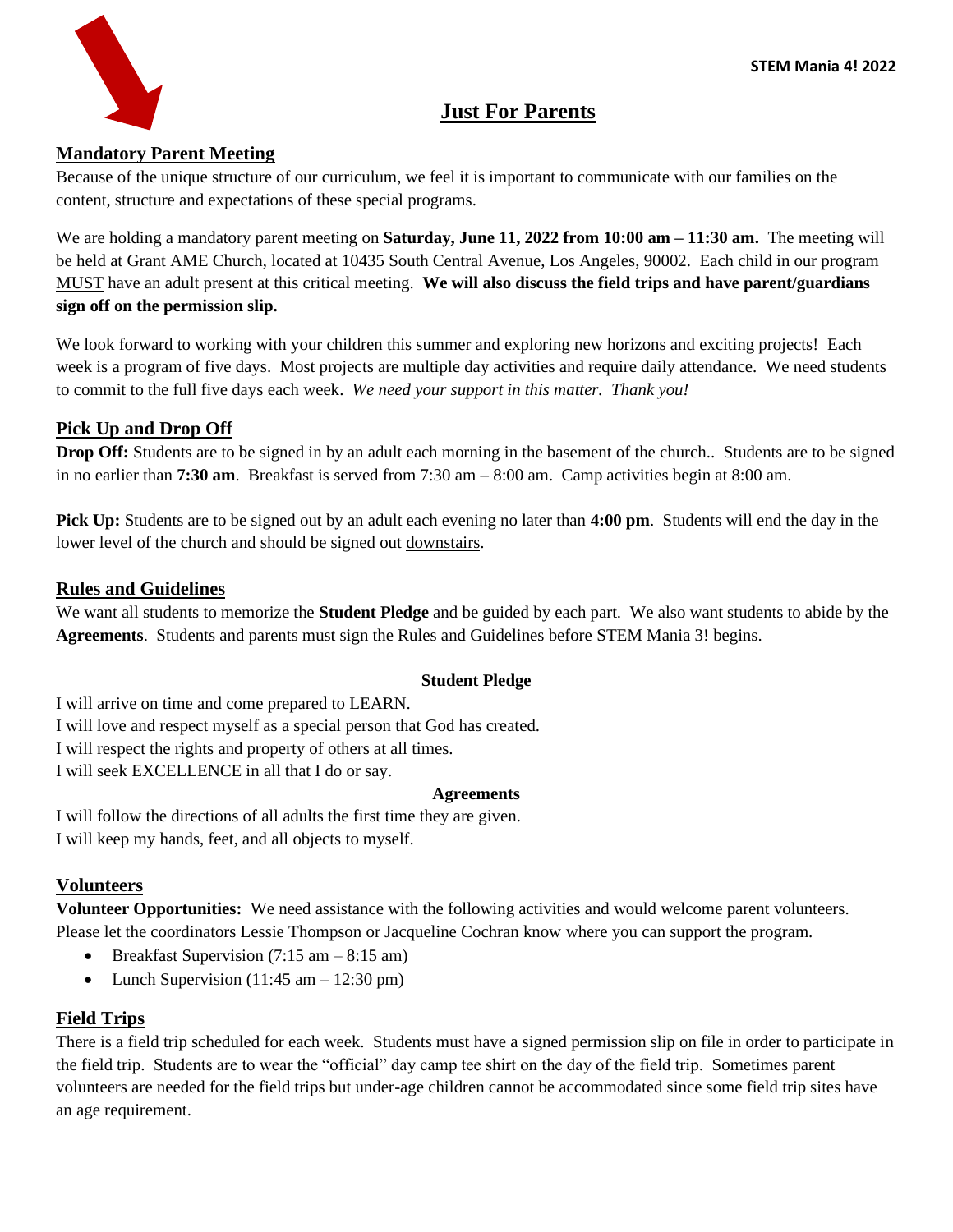# Just For Parents

## Mandatory Parent Meeting

Because of the unique structure of our curriculum, we feel it is important to communicate with our families on the content, structure and expectations of these special programs.

We are holding a mandatory parent meeting on **Saturday, June 11, 2022 from 10:00 am – 11:30 am.** The meeting will be held at Grant AME Church, located at 10435 South Central Avenue, Los Angeles, 90002. Each child in our program MUST have an adult present at this critical meeting. **We will also discuss the field trips and have parent/guardians sign off on the permission slip.**

We look forward to working with your children this summer and exploring new horizons and exciting projects! Each week is a program of five days. Most projects are multiple day activities and require daily attendance. We need students to commit to the full five days each week. *We need your support in this matter. Thank you!*

## Pick Up and Drop Off

**Drop Off:** Students are to be signed in by an adult each morning in the basement of the church.. Students are to be signed in no earlier than **7:30 am**. Breakfast is served from 7:30 am – 8:00 am. Camp activities begin at 8:00 am.

**Pick Up:** Students are to be signed out by an adult each evening no later than **4:00 pm**. Students will end the day in the lower level of the church and should be signed out downstairs.

## Rules and Guidelines

We want all students to memorize the **Student Pledge** and be guided by each part. We also want students to abide by the **Agreements**. Students and parents must sign the Rules and Guidelines before STEM Mania 3! begins.

**Student Pledge**

I will arrive on time and come prepared to LEARN.
I will love and respect myself as a special person that God has created.
I will respect the rights and property of others at all times.
I will seek EXCELLENCE in all that I do or say.

**Agreements**

I will follow the directions of all adults the first time they are given.
I will keep my hands, feet, and all objects to myself.

## Volunteers

**Volunteer Opportunities:** We need assistance with the following activities and would welcome parent volunteers. Please let the coordinators Lessie Thompson or Jacqueline Cochran know where you can support the program.

- Breakfast Supervision (7:15 am – 8:15 am)
- Lunch Supervision (11:45 am – 12:30 pm)

## Field Trips

There is a field trip scheduled for each week. Students must have a signed permission slip on file in order to participate in the field trip. Students are to wear the "official" day camp tee shirt on the day of the field trip. Sometimes parent volunteers are needed for the field trips but under-age children cannot be accommodated since some field trip sites have an age requirement.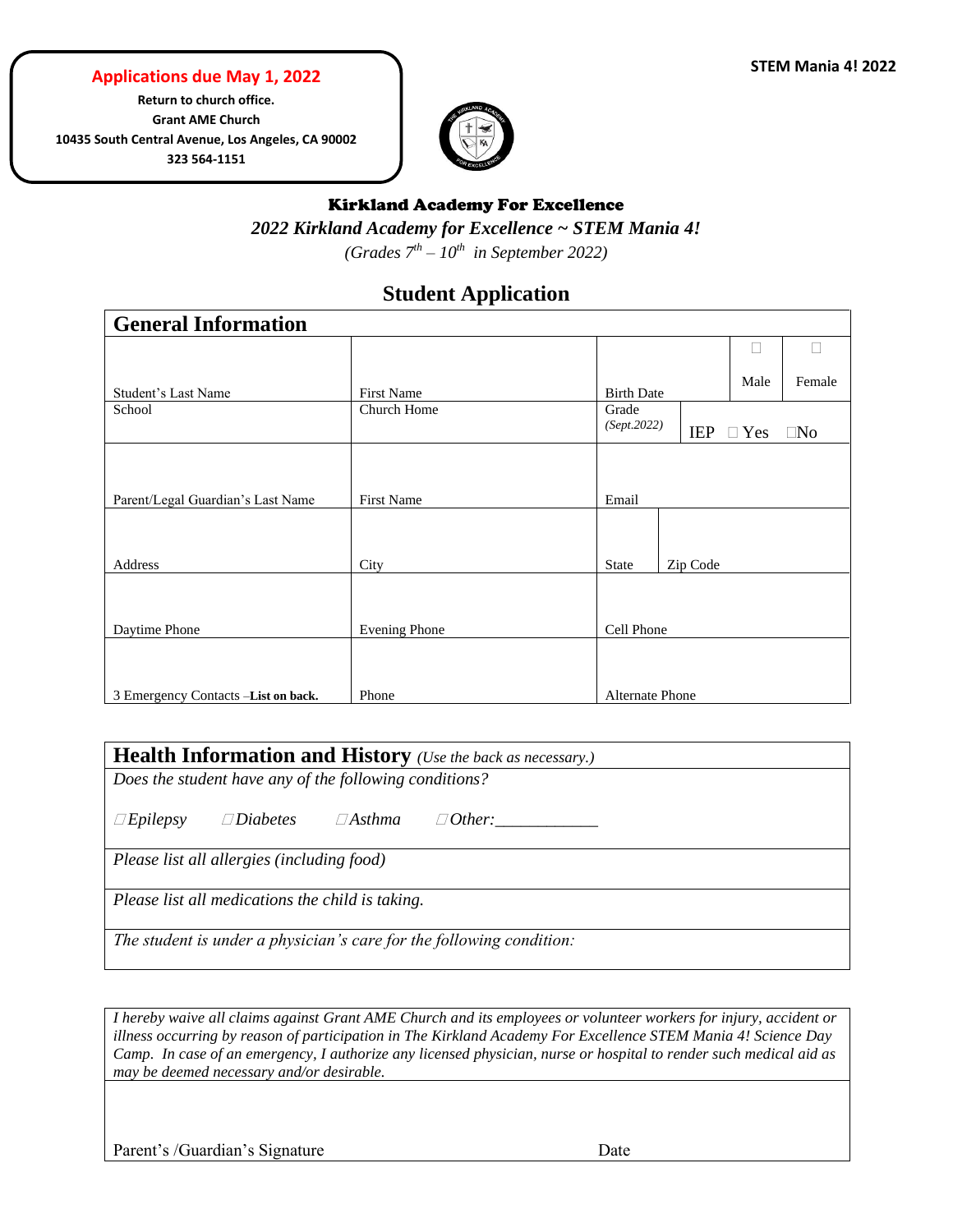**Applications due May 1, 2022**

**Return to church office.**
**Grant AME Church**
**10435 South Central Avenue, Los Angeles, CA 90002**
**323 564-1151**

**STEM Mania 4! 2022**

# Kirkland Academy For Excellence

*2022 Kirkland Academy for Excellence ~ STEM Mania 4!*

*(Grades 7th – 10th in September 2022)*

## Student Application

| General Information | | | | |
|---|---|---|---|---|
| Student's Last Name | First Name | Birth Date | ☐ Male | ☐ Female |
| School | Church Home | Grade *(Sept.2022)* | IEP ☐ Yes ☐No | |
| Parent/Legal Guardian's Last Name | First Name | Email | | |
| Address | City | State | Zip Code | |
| Daytime Phone | Evening Phone | Cell Phone | | |
| 3 Emergency Contacts –**List on back.** | Phone | Alternate Phone | | |

| **Health Information and History** *(Use the back as necessary.)* |
|---|
| *Does the student have any of the following conditions?* ☐*Epilepsy* ☐*Diabetes* ☐*Asthma* ☐*Other:____________* |
| *Please list all allergies (including food)* |
| *Please list all medications the child is taking.* |
| *The student is under a physician's care for the following condition:* |

*I hereby waive all claims against Grant AME Church and its employees or volunteer workers for injury, accident or illness occurring by reason of participation in The Kirkland Academy For Excellence STEM Mania 4! Science Day Camp. In case of an emergency, I authorize any licensed physician, nurse or hospital to render such medical aid as may be deemed necessary and/or desirable.*

Parent's /Guardian's Signature &nbsp;&nbsp;&nbsp;&nbsp;&nbsp;&nbsp;&nbsp;&nbsp;&nbsp;&nbsp;&nbsp;&nbsp;&nbsp;&nbsp;&nbsp;&nbsp;&nbsp;&nbsp;&nbsp;&nbsp; Date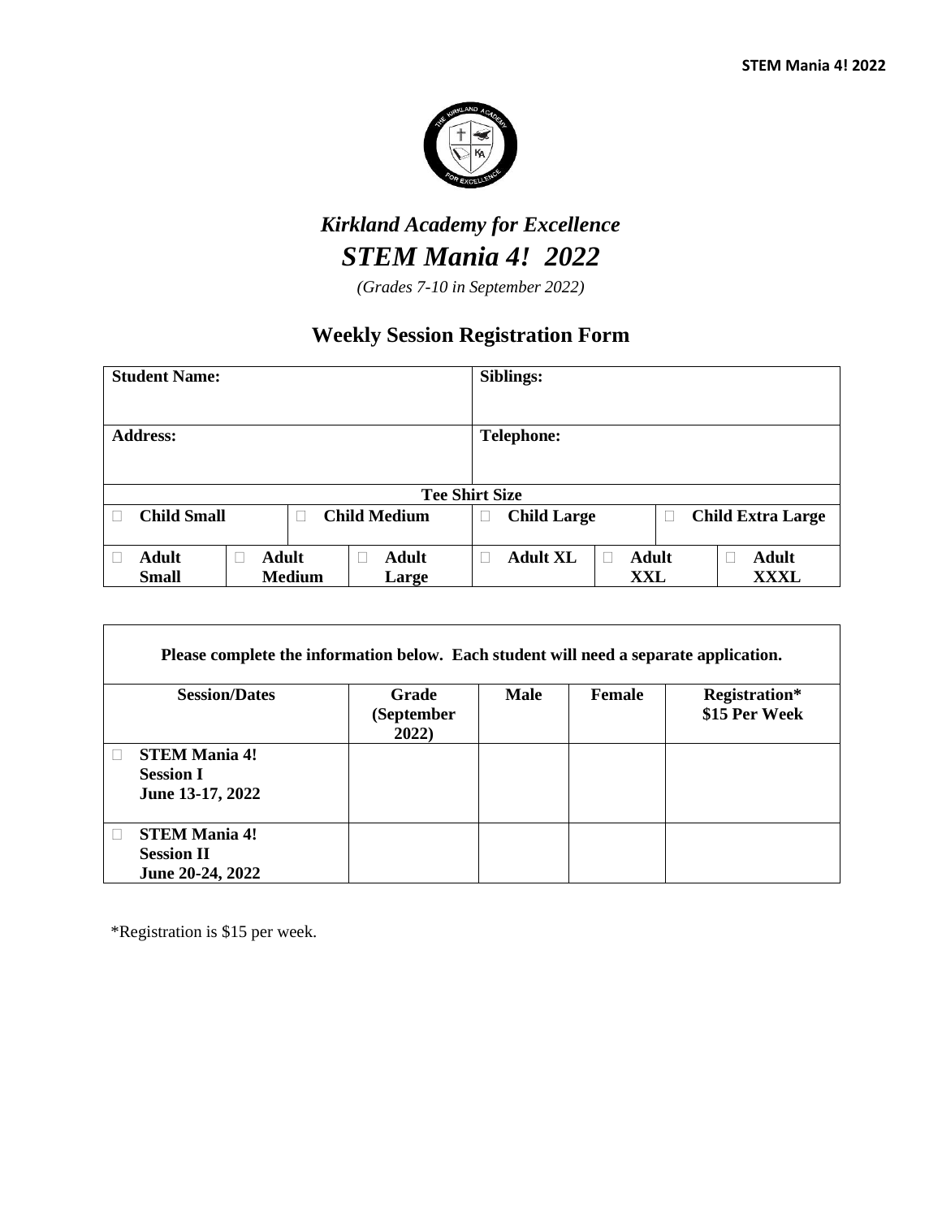# *Kirkland Academy for Excellence*

# *STEM Mania 4! 2022*

*(Grades 7-10 in September 2022)*

## Weekly Session Registration Form

| | | | | | | | |
|---|---|---|---|---|---|---|---|
| **Student Name:** | | | | **Siblings:** | | | |
| **Address:** | | | | **Telephone:** | | | |
| **Tee Shirt Size** | | | | | | | |
| ☐ **Child Small** | | ☐ **Child Medium** | | ☐ **Child Large** | | ☐ **Child Extra Large** | |
| ☐ **Adult Small** | ☐ **Adult Medium** | ☐ **Adult Large** | | ☐ **Adult XL** | ☐ **Adult XXL** | | ☐ **Adult XXXL** |

**Please complete the information below. Each student will need a separate application.**

| Session/Dates | Grade (September 2022) | Male | Female | Registration* $15 Per Week |
|---|---|---|---|---|
| ☐ **STEM Mania 4! Session I June 13-17, 2022** | | | | |
| ☐ **STEM Mania 4! Session II June 20-24, 2022** | | | | |

*Registration is $15 per week.